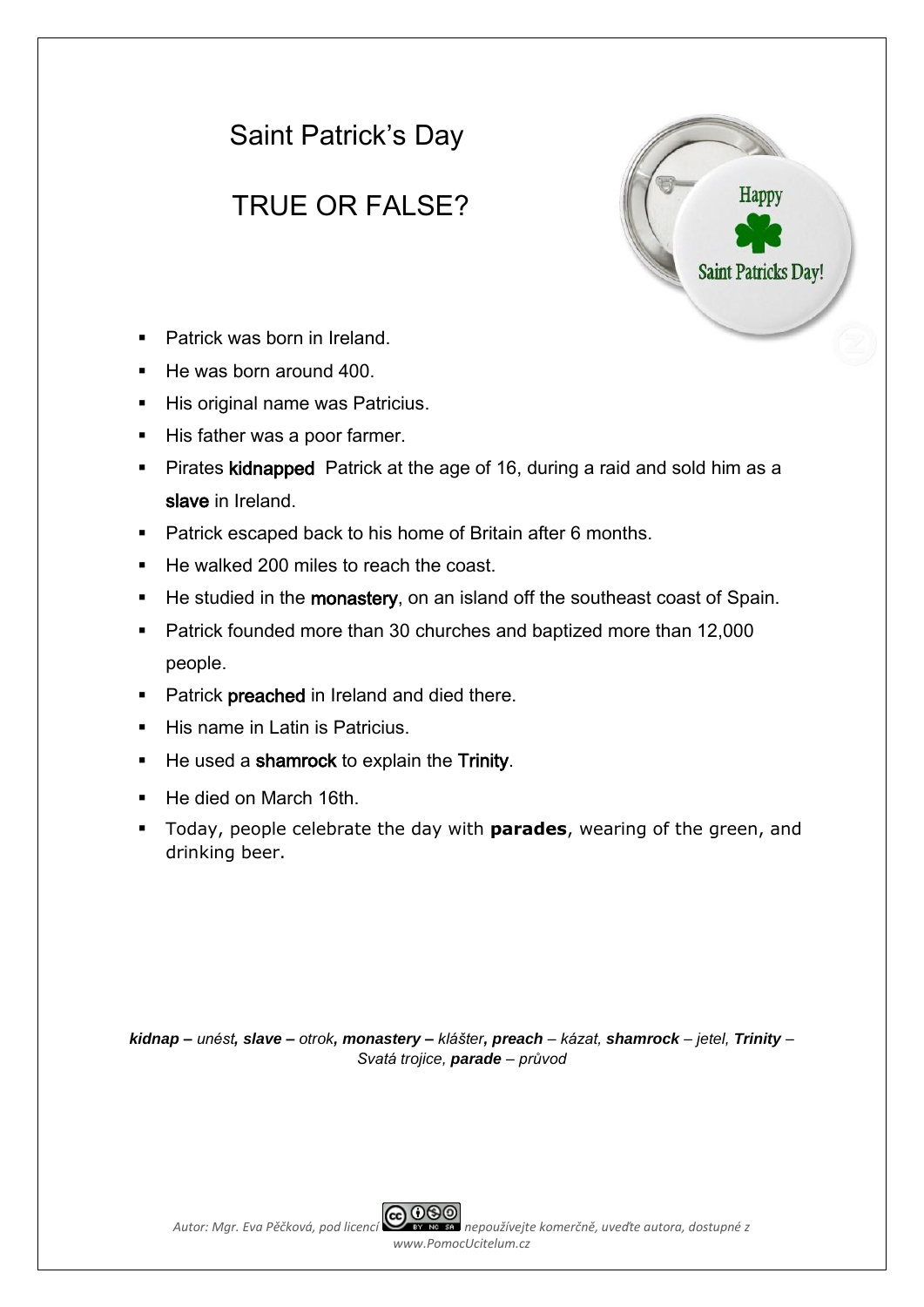# Saint Patrick's Day

## TRUE OR FALSE?

- Patrick was born in Ireland.
- He was born around 400.
- His original name was Patricius.
- His father was a poor farmer.
- Pirates **kidnapped** Patrick at the age of 16, during a raid and sold him as a **slave** in Ireland.
- Patrick escaped back to his home of Britain after 6 months.
- He walked 200 miles to reach the coast.
- He studied in the **monastery**, on an island off the southeast coast of Spain.
- Patrick founded more than 30 churches and baptized more than 12,000 people.
- Patrick **preached** in Ireland and died there.
- His name in Latin is Patricius.
- He used a **shamrock** to explain the **Trinity**.
- He died on March 16th.
- Today, people celebrate the day with **parades**, wearing of the green, and drinking beer.

***kidnap** – unést, **slave** – otrok, **monastery** – klášter, **preach** – kázat, **shamrock** – jetel, **Trinity** – Svatá trojice, **parade** – průvod*

*Autor: Mgr. Eva Pěčková, pod licencí CC BY NC SA nepoužívejte komerčně, uveďte autora, dostupné z www.PomocUcitelum.cz*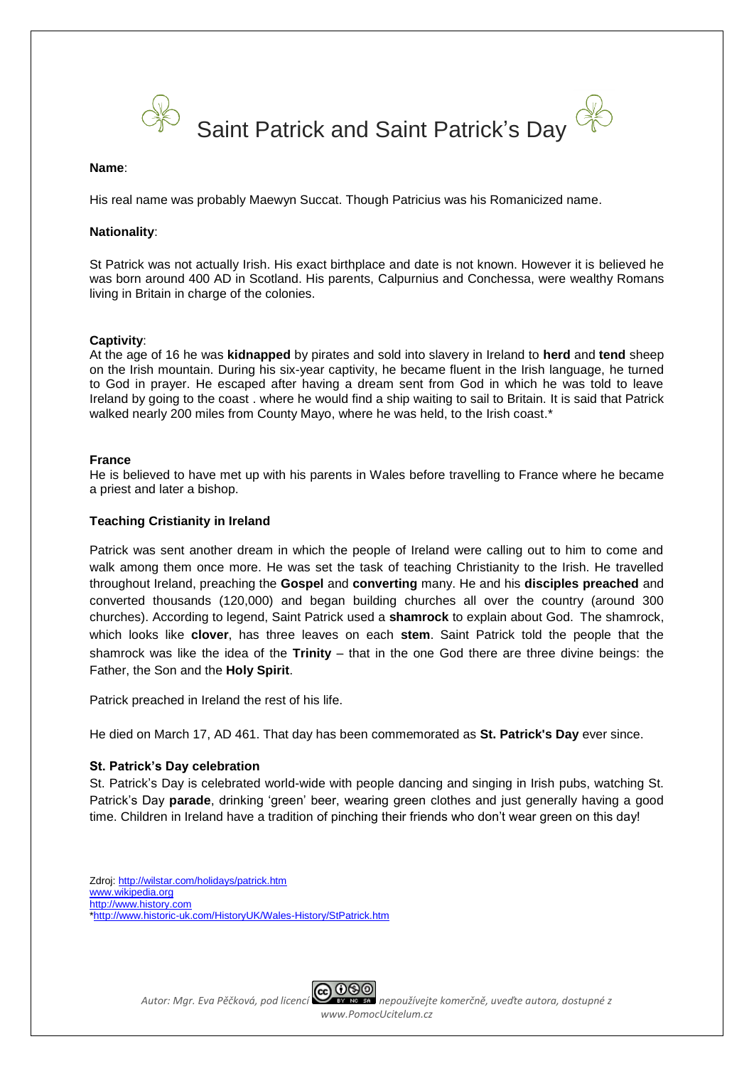# Saint Patrick and Saint Patrick's Day

**Name**:

His real name was probably Maewyn Succat. Though Patricius was his Romanicized name.

**Nationality**:

St Patrick was not actually Irish. His exact birthplace and date is not known. However it is believed he was born around 400 AD in Scotland. His parents, Calpurnius and Conchessa, were wealthy Romans living in Britain in charge of the colonies.

**Captivity**:
At the age of 16 he was **kidnapped** by pirates and sold into slavery in Ireland to **herd** and **tend** sheep on the Irish mountain. During his six-year captivity, he became fluent in the Irish language, he turned to God in prayer. He escaped after having a dream sent from God in which he was told to leave Ireland by going to the coast . where he would find a ship waiting to sail to Britain. It is said that Patrick walked nearly 200 miles from County Mayo, where he was held, to the Irish coast.*

**France**
He is believed to have met up with his parents in Wales before travelling to France where he became a priest and later a bishop.

**Teaching Cristianity in Ireland**

Patrick was sent another dream in which the people of Ireland were calling out to him to come and walk among them once more. He was set the task of teaching Christianity to the Irish. He travelled throughout Ireland, preaching the **Gospel** and **converting** many. He and his **disciples preached** and converted thousands (120,000) and began building churches all over the country (around 300 churches). According to legend, Saint Patrick used a **shamrock** to explain about God. The shamrock, which looks like **clover**, has three leaves on each **stem**. Saint Patrick told the people that the shamrock was like the idea of the **Trinity** – that in the one God there are three divine beings: the Father, the Son and the **Holy Spirit**.

Patrick preached in Ireland the rest of his life.

He died on March 17, AD 461. That day has been commemorated as **St. Patrick's Day** ever since.

**St. Patrick's Day celebration**
St. Patrick's Day is celebrated world-wide with people dancing and singing in Irish pubs, watching St. Patrick's Day **parade**, drinking 'green' beer, wearing green clothes and just generally having a good time. Children in Ireland have a tradition of pinching their friends who don't wear green on this day!

Zdroj: http://wilstar.com/holidays/patrick.htm
www.wikipedia.org
http://www.history.com
*http://www.historic-uk.com/HistoryUK/Wales-History/StPatrick.htm

*Autor: Mgr. Eva Pěčková, pod licencí nepoužívejte komerčně, uveďte autora, dostupné z www.PomocUcitelum.cz*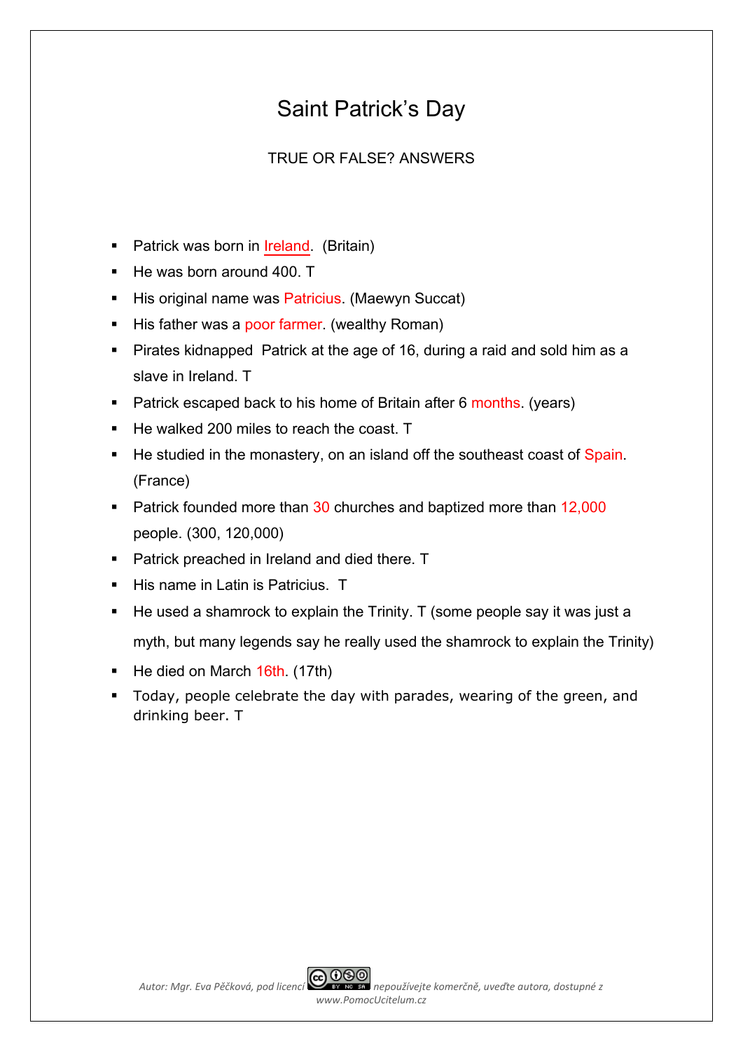# Saint Patrick's Day

TRUE OR FALSE? ANSWERS

- Patrick was born in Ireland. (Britain)
- He was born around 400. T
- His original name was Patricius. (Maewyn Succat)
- His father was a poor farmer. (wealthy Roman)
- Pirates kidnapped Patrick at the age of 16, during a raid and sold him as a slave in Ireland. T
- Patrick escaped back to his home of Britain after 6 months. (years)
- He walked 200 miles to reach the coast. T
- He studied in the monastery, on an island off the southeast coast of Spain. (France)
- Patrick founded more than 30 churches and baptized more than 12,000 people. (300, 120,000)
- Patrick preached in Ireland and died there. T
- His name in Latin is Patricius. T
- He used a shamrock to explain the Trinity. T (some people say it was just a myth, but many legends say he really used the shamrock to explain the Trinity)
- He died on March 16th. (17th)
- Today, people celebrate the day with parades, wearing of the green, and drinking beer. T

*Autor: Mgr. Eva Pěčková, pod licencí CC BY NC SA nepoužívejte komerčně, uveďte autora, dostupné z www.PomocUcitelum.cz*